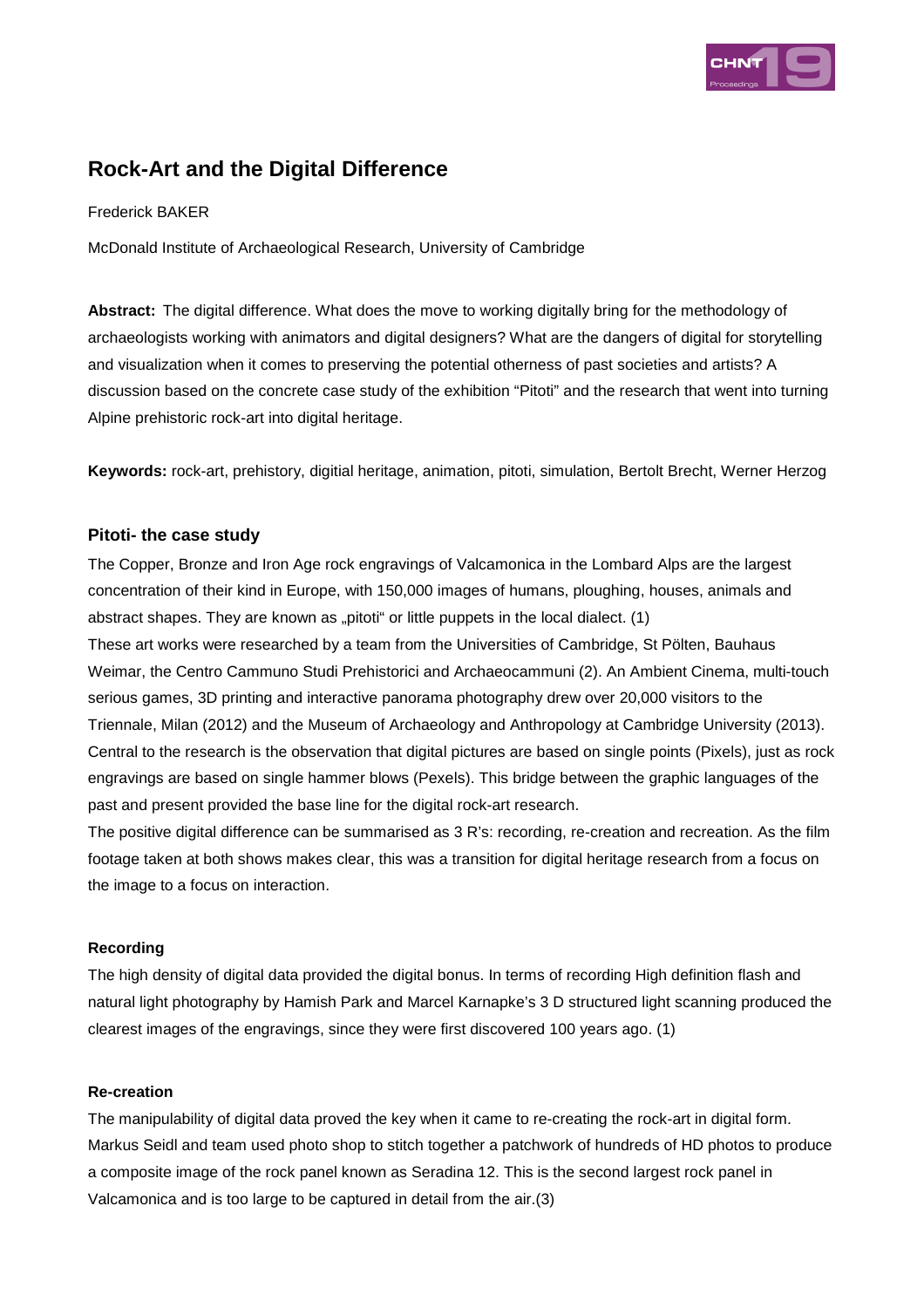# Rock-Art and the Digital Difference

Frederick BAKER

McDonald Institute of Archaeological Research, University of Cambridge

**Abstract:** The digital difference. What does the move to working digitally bring for the methodology of archaeologists working with animators and digital designers? What are the dangers of digital for storytelling and visualization when it comes to preserving the potential otherness of past societies and artists? A discussion based on the concrete case study of the exhibition "Pitoti" and the research that went into turning Alpine prehistoric rock-art into digital heritage.

**Keywords:** rock-art, prehistory, digitial heritage, animation, pitoti, simulation, Bertolt Brecht, Werner Herzog

## Pitoti- the case study

The Copper, Bronze and Iron Age rock engravings of Valcamonica in the Lombard Alps are the largest concentration of their kind in Europe, with 150,000 images of humans, ploughing, houses, animals and abstract shapes. They are known as „pitoti" or little puppets in the local dialect. (1)

These art works were researched by a team from the Universities of Cambridge, St Pölten, Bauhaus Weimar, the Centro Cammuno Studi Prehistorici and Archaeocammuni (2). An Ambient Cinema, multi-touch serious games, 3D printing and interactive panorama photography drew over 20,000 visitors to the Triennale, Milan (2012) and the Museum of Archaeology and Anthropology at Cambridge University (2013). Central to the research is the observation that digital pictures are based on single points (Pixels), just as rock engravings are based on single hammer blows (Pexels). This bridge between the graphic languages of the past and present provided the base line for the digital rock-art research.

The positive digital difference can be summarised as 3 R's: recording, re-creation and recreation. As the film footage taken at both shows makes clear, this was a transition for digital heritage research from a focus on the image to a focus on interaction.

### Recording

The high density of digital data provided the digital bonus. In terms of recording High definition flash and natural light photography by Hamish Park and Marcel Karnapke's 3 D structured light scanning produced the clearest images of the engravings, since they were first discovered 100 years ago. (1)

### Re-creation

The manipulability of digital data proved the key when it came to re-creating the rock-art in digital form. Markus Seidl and team used photo shop to stitch together a patchwork of hundreds of HD photos to produce a composite image of the rock panel known as Seradina 12. This is the second largest rock panel in Valcamonica and is too large to be captured in detail from the air.(3)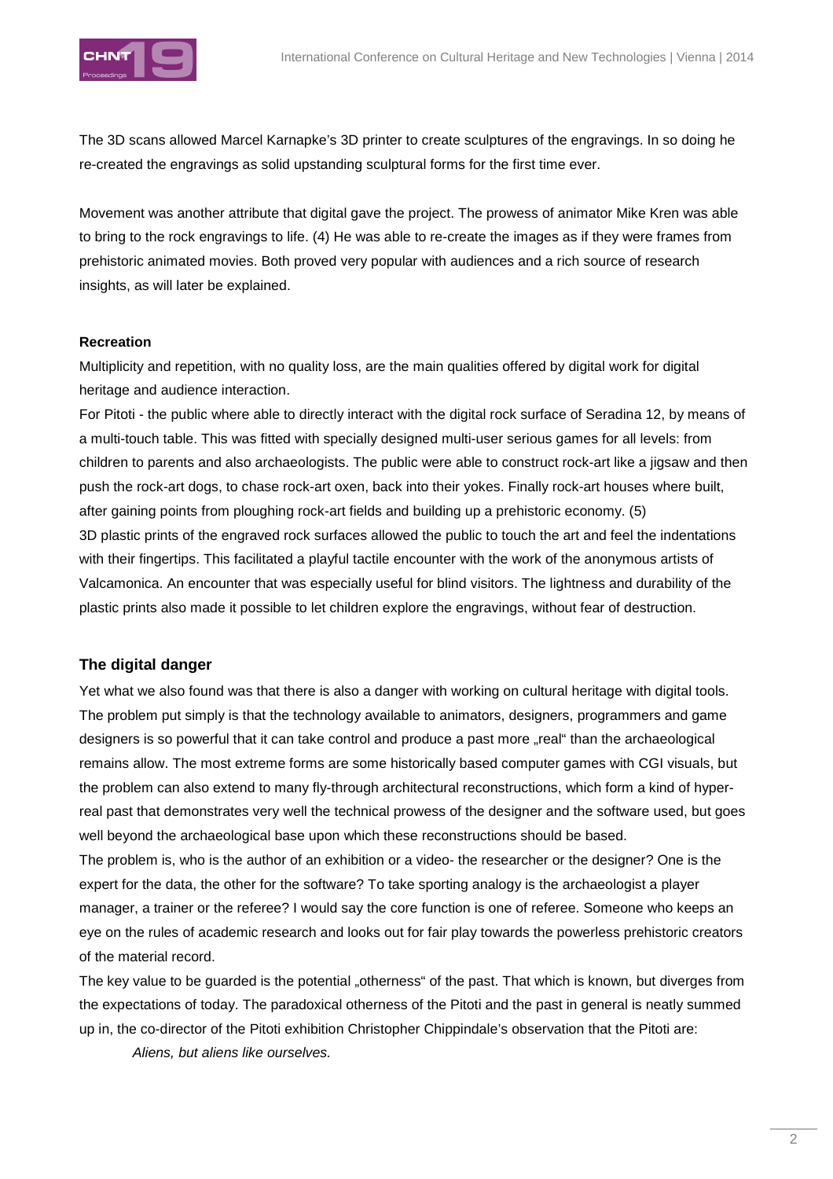The 3D scans allowed Marcel Karnapke's 3D printer to create sculptures of the engravings. In so doing he re-created the engravings as solid upstanding sculptural forms for the first time ever.

Movement was another attribute that digital gave the project. The prowess of animator Mike Kren was able to bring to the rock engravings to life. (4) He was able to re-create the images as if they were frames from prehistoric animated movies. Both proved very popular with audiences and a rich source of research insights, as will later be explained.

**Recreation**

Multiplicity and repetition, with no quality loss, are the main qualities offered by digital work for digital heritage and audience interaction.

For Pitoti - the public where able to directly interact with the digital rock surface of Seradina 12, by means of a multi-touch table. This was fitted with specially designed multi-user serious games for all levels: from children to parents and also archaeologists. The public were able to construct rock-art like a jigsaw and then push the rock-art dogs, to chase rock-art oxen, back into their yokes. Finally rock-art houses where built, after gaining points from ploughing rock-art fields and building up a prehistoric economy. (5)

3D plastic prints of the engraved rock surfaces allowed the public to touch the art and feel the indentations with their fingertips. This facilitated a playful tactile encounter with the work of the anonymous artists of Valcamonica. An encounter that was especially useful for blind visitors. The lightness and durability of the plastic prints also made it possible to let children explore the engravings, without fear of destruction.

## The digital danger

Yet what we also found was that there is also a danger with working on cultural heritage with digital tools. The problem put simply is that the technology available to animators, designers, programmers and game designers is so powerful that it can take control and produce a past more „real" than the archaeological remains allow. The most extreme forms are some historically based computer games with CGI visuals, but the problem can also extend to many fly-through architectural reconstructions, which form a kind of hyper-real past that demonstrates very well the technical prowess of the designer and the software used, but goes well beyond the archaeological base upon which these reconstructions should be based.

The problem is, who is the author of an exhibition or a video- the researcher or the designer? One is the expert for the data, the other for the software? To take sporting analogy is the archaeologist a player manager, a trainer or the referee? I would say the core function is one of referee. Someone who keeps an eye on the rules of academic research and looks out for fair play towards the powerless prehistoric creators of the material record.

The key value to be guarded is the potential „otherness" of the past. That which is known, but diverges from the expectations of today. The paradoxical otherness of the Pitoti and the past in general is neatly summed up in, the co-director of the Pitoti exhibition Christopher Chippindale's observation that the Pitoti are:

> *Aliens, but aliens like ourselves.*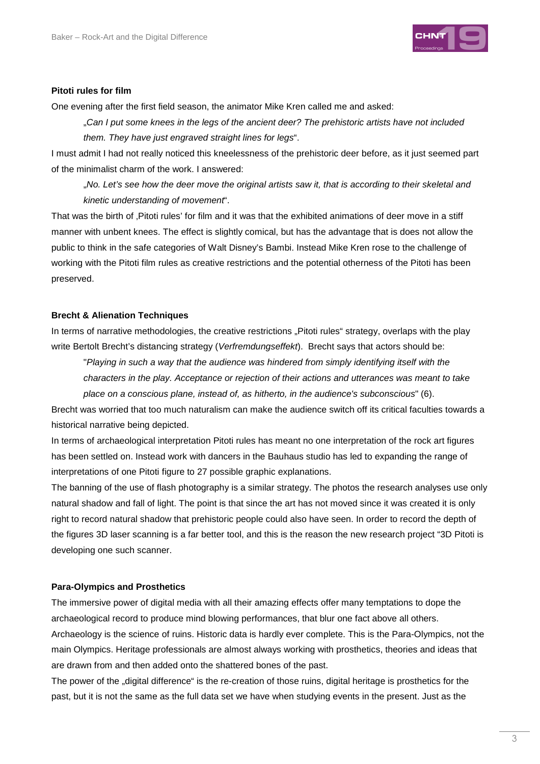**Pitoti rules for film**

One evening after the first field season, the animator Mike Kren called me and asked:

> „*Can I put some knees in the legs of the ancient deer? The prehistoric artists have not included them. They have just engraved straight lines for legs*".

I must admit I had not really noticed this kneelessness of the prehistoric deer before, as it just seemed part of the minimalist charm of the work. I answered:

> „*No. Let's see how the deer move the original artists saw it, that is according to their skeletal and kinetic understanding of movement*".

That was the birth of ‚Pitoti rules' for film and it was that the exhibited animations of deer move in a stiff manner with unbent knees. The effect is slightly comical, but has the advantage that is does not allow the public to think in the safe categories of Walt Disney's Bambi. Instead Mike Kren rose to the challenge of working with the Pitoti film rules as creative restrictions and the potential otherness of the Pitoti has been preserved.

**Brecht & Alienation Techniques**

In terms of narrative methodologies, the creative restrictions „Pitoti rules" strategy, overlaps with the play write Bertolt Brecht's distancing strategy (*Verfremdungseffekt*). Brecht says that actors should be:

> "*Playing in such a way that the audience was hindered from simply identifying itself with the characters in the play. Acceptance or rejection of their actions and utterances was meant to take place on a conscious plane, instead of, as hitherto, in the audience's subconscious*" (6).

Brecht was worried that too much naturalism can make the audience switch off its critical faculties towards a historical narrative being depicted.

In terms of archaeological interpretation Pitoti rules has meant no one interpretation of the rock art figures has been settled on. Instead work with dancers in the Bauhaus studio has led to expanding the range of interpretations of one Pitoti figure to 27 possible graphic explanations.

The banning of the use of flash photography is a similar strategy. The photos the research analyses use only natural shadow and fall of light. The point is that since the art has not moved since it was created it is only right to record natural shadow that prehistoric people could also have seen. In order to record the depth of the figures 3D laser scanning is a far better tool, and this is the reason the new research project "3D Pitoti is developing one such scanner.

**Para-Olympics and Prosthetics**

The immersive power of digital media with all their amazing effects offer many temptations to dope the archaeological record to produce mind blowing performances, that blur one fact above all others. Archaeology is the science of ruins. Historic data is hardly ever complete. This is the Para-Olympics, not the main Olympics. Heritage professionals are almost always working with prosthetics, theories and ideas that are drawn from and then added onto the shattered bones of the past.

The power of the „digital difference" is the re-creation of those ruins, digital heritage is prosthetics for the past, but it is not the same as the full data set we have when studying events in the present. Just as the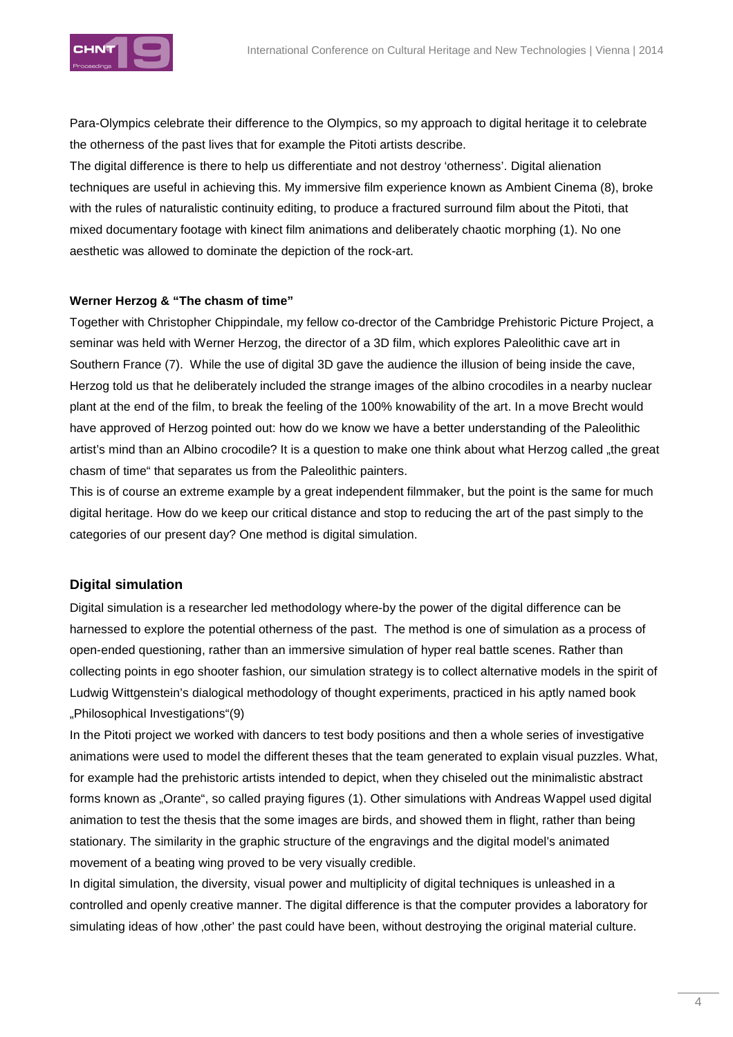Para-Olympics celebrate their difference to the Olympics, so my approach to digital heritage it to celebrate the otherness of the past lives that for example the Pitoti artists describe.
The digital difference is there to help us differentiate and not destroy 'otherness'. Digital alienation techniques are useful in achieving this. My immersive film experience known as Ambient Cinema (8), broke with the rules of naturalistic continuity editing, to produce a fractured surround film about the Pitoti, that mixed documentary footage with kinect film animations and deliberately chaotic morphing (1). No one aesthetic was allowed to dominate the depiction of the rock-art.

**Werner Herzog & "The chasm of time"**

Together with Christopher Chippindale, my fellow co-drector of the Cambridge Prehistoric Picture Project, a seminar was held with Werner Herzog, the director of a 3D film, which explores Paleolithic cave art in Southern France (7). While the use of digital 3D gave the audience the illusion of being inside the cave, Herzog told us that he deliberately included the strange images of the albino crocodiles in a nearby nuclear plant at the end of the film, to break the feeling of the 100% knowability of the art. In a move Brecht would have approved of Herzog pointed out: how do we know we have a better understanding of the Paleolithic artist's mind than an Albino crocodile? It is a question to make one think about what Herzog called „the great chasm of time" that separates us from the Paleolithic painters.
This is of course an extreme example by a great independent filmmaker, but the point is the same for much digital heritage. How do we keep our critical distance and stop to reducing the art of the past simply to the categories of our present day? One method is digital simulation.

## Digital simulation

Digital simulation is a researcher led methodology where-by the power of the digital difference can be harnessed to explore the potential otherness of the past. The method is one of simulation as a process of open-ended questioning, rather than an immersive simulation of hyper real battle scenes. Rather than collecting points in ego shooter fashion, our simulation strategy is to collect alternative models in the spirit of Ludwig Wittgenstein's dialogical methodology of thought experiments, practiced in his aptly named book „Philosophical Investigations"(9)
In the Pitoti project we worked with dancers to test body positions and then a whole series of investigative animations were used to model the different theses that the team generated to explain visual puzzles. What, for example had the prehistoric artists intended to depict, when they chiseled out the minimalistic abstract forms known as „Orante", so called praying figures (1). Other simulations with Andreas Wappel used digital animation to test the thesis that the some images are birds, and showed them in flight, rather than being stationary. The similarity in the graphic structure of the engravings and the digital model's animated movement of a beating wing proved to be very visually credible.
In digital simulation, the diversity, visual power and multiplicity of digital techniques is unleashed in a controlled and openly creative manner. The digital difference is that the computer provides a laboratory for simulating ideas of how ‚other' the past could have been, without destroying the original material culture.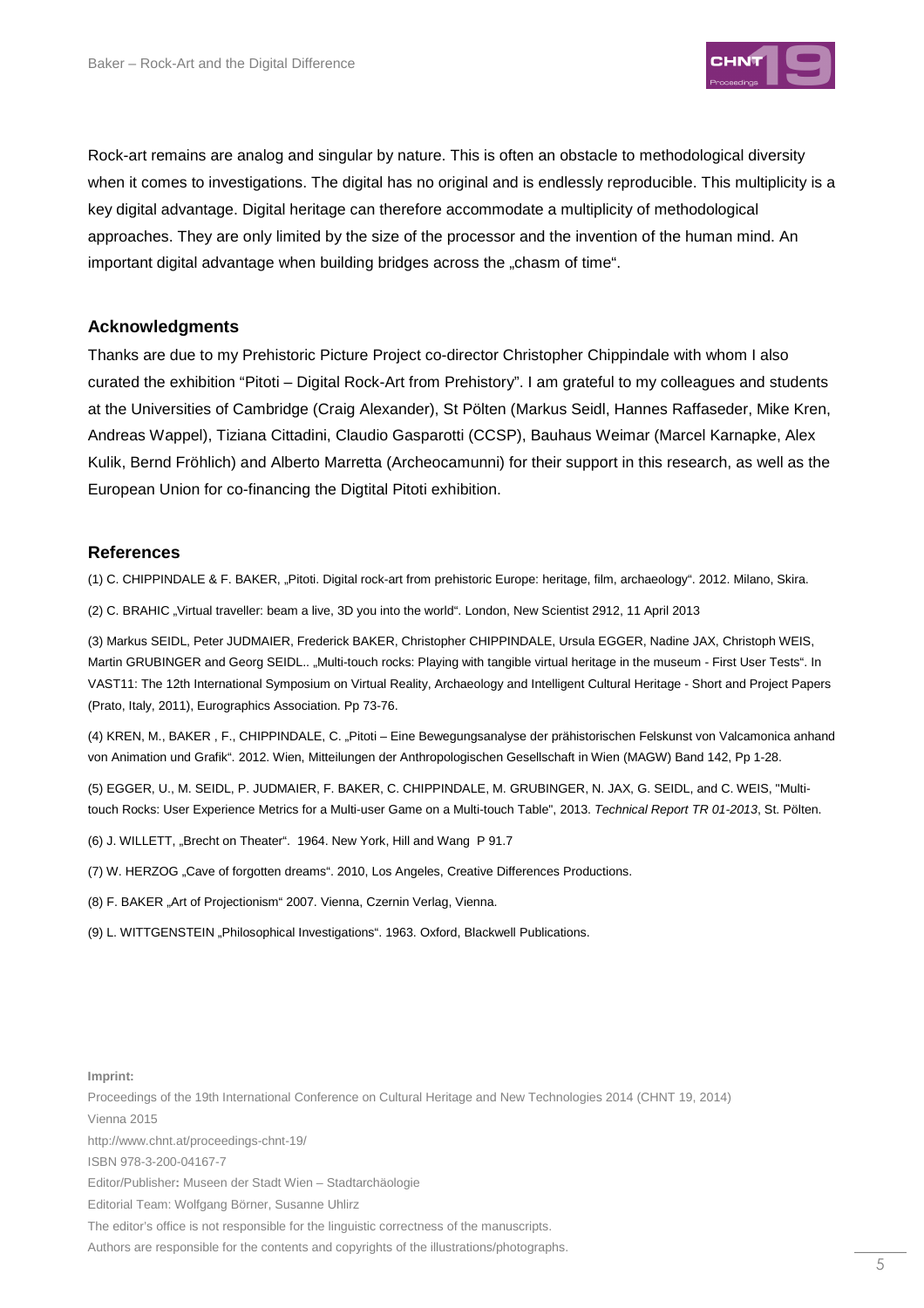Rock-art remains are analog and singular by nature. This is often an obstacle to methodological diversity when it comes to investigations. The digital has no original and is endlessly reproducible. This multiplicity is a key digital advantage. Digital heritage can therefore accommodate a multiplicity of methodological approaches. They are only limited by the size of the processor and the invention of the human mind. An important digital advantage when building bridges across the „chasm of time".

## Acknowledgments

Thanks are due to my Prehistoric Picture Project co-director Christopher Chippindale with whom I also curated the exhibition "Pitoti – Digital Rock-Art from Prehistory". I am grateful to my colleagues and students at the Universities of Cambridge (Craig Alexander), St Pölten (Markus Seidl, Hannes Raffaseder, Mike Kren, Andreas Wappel), Tiziana Cittadini, Claudio Gasparotti (CCSP), Bauhaus Weimar (Marcel Karnapke, Alex Kulik, Bernd Fröhlich) and Alberto Marretta (Archeocamunni) for their support in this research, as well as the European Union for co-financing the Digtital Pitoti exhibition.

## References

(1) C. CHIPPINDALE & F. BAKER, „Pitoti. Digital rock-art from prehistoric Europe: heritage, film, archaeology". 2012. Milano, Skira.

(2) C. BRAHIC „Virtual traveller: beam a live, 3D you into the world". London, New Scientist 2912, 11 April 2013

(3) Markus SEIDL, Peter JUDMAIER, Frederick BAKER, Christopher CHIPPINDALE, Ursula EGGER, Nadine JAX, Christoph WEIS, Martin GRUBINGER and Georg SEIDL.. „Multi-touch rocks: Playing with tangible virtual heritage in the museum - First User Tests". In VAST11: The 12th International Symposium on Virtual Reality, Archaeology and Intelligent Cultural Heritage - Short and Project Papers (Prato, Italy, 2011), Eurographics Association. Pp 73-76.

(4) KREN, M., BAKER , F., CHIPPINDALE, C. „Pitoti – Eine Bewegungsanalyse der prähistorischen Felskunst von Valcamonica anhand von Animation und Grafik". 2012. Wien, Mitteilungen der Anthropologischen Gesellschaft in Wien (MAGW) Band 142, Pp 1-28.

(5) EGGER, U., M. SEIDL, P. JUDMAIER, F. BAKER, C. CHIPPINDALE, M. GRUBINGER, N. JAX, G. SEIDL, and C. WEIS, "Multi-touch Rocks: User Experience Metrics for a Multi-user Game on a Multi-touch Table", 2013. *Technical Report TR 01-2013*, St. Pölten.

(6) J. WILLETT, „Brecht on Theater". 1964. New York, Hill and Wang P 91.7

(7) W. HERZOG „Cave of forgotten dreams". 2010, Los Angeles, Creative Differences Productions.

(8) F. BAKER „Art of Projectionism" 2007. Vienna, Czernin Verlag, Vienna.

(9) L. WITTGENSTEIN „Philosophical Investigations". 1963. Oxford, Blackwell Publications.

**Imprint:**

Proceedings of the 19th International Conference on Cultural Heritage and New Technologies 2014 (CHNT 19, 2014)

Vienna 2015

http://www.chnt.at/proceedings-chnt-19/

ISBN 978-3-200-04167-7

Editor/Publisher**:** Museen der Stadt Wien – Stadtarchäologie

Editorial Team: Wolfgang Börner, Susanne Uhlirz

The editor's office is not responsible for the linguistic correctness of the manuscripts.

Authors are responsible for the contents and copyrights of the illustrations/photographs.